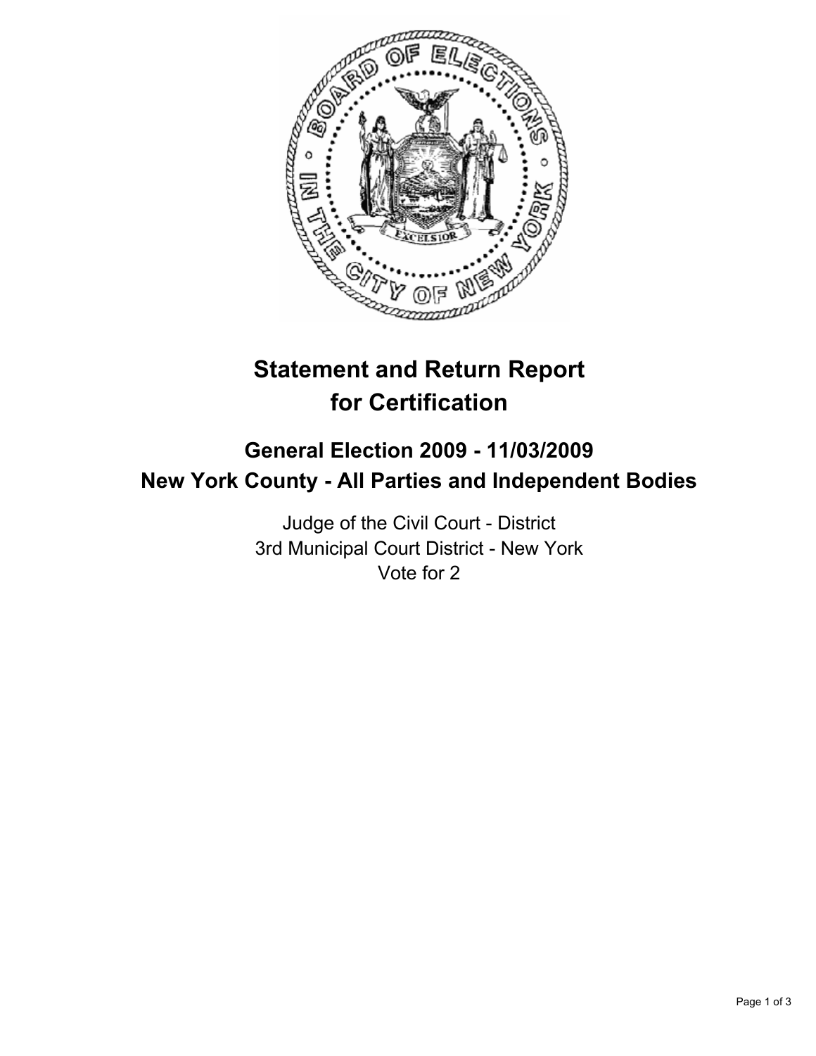# Statement and Return Report for Certification

## General Election 2009 - 11/03/2009
## New York County - All Parties and Independent Bodies

Judge of the Civil Court - District
3rd Municipal Court District - New York
Vote for 2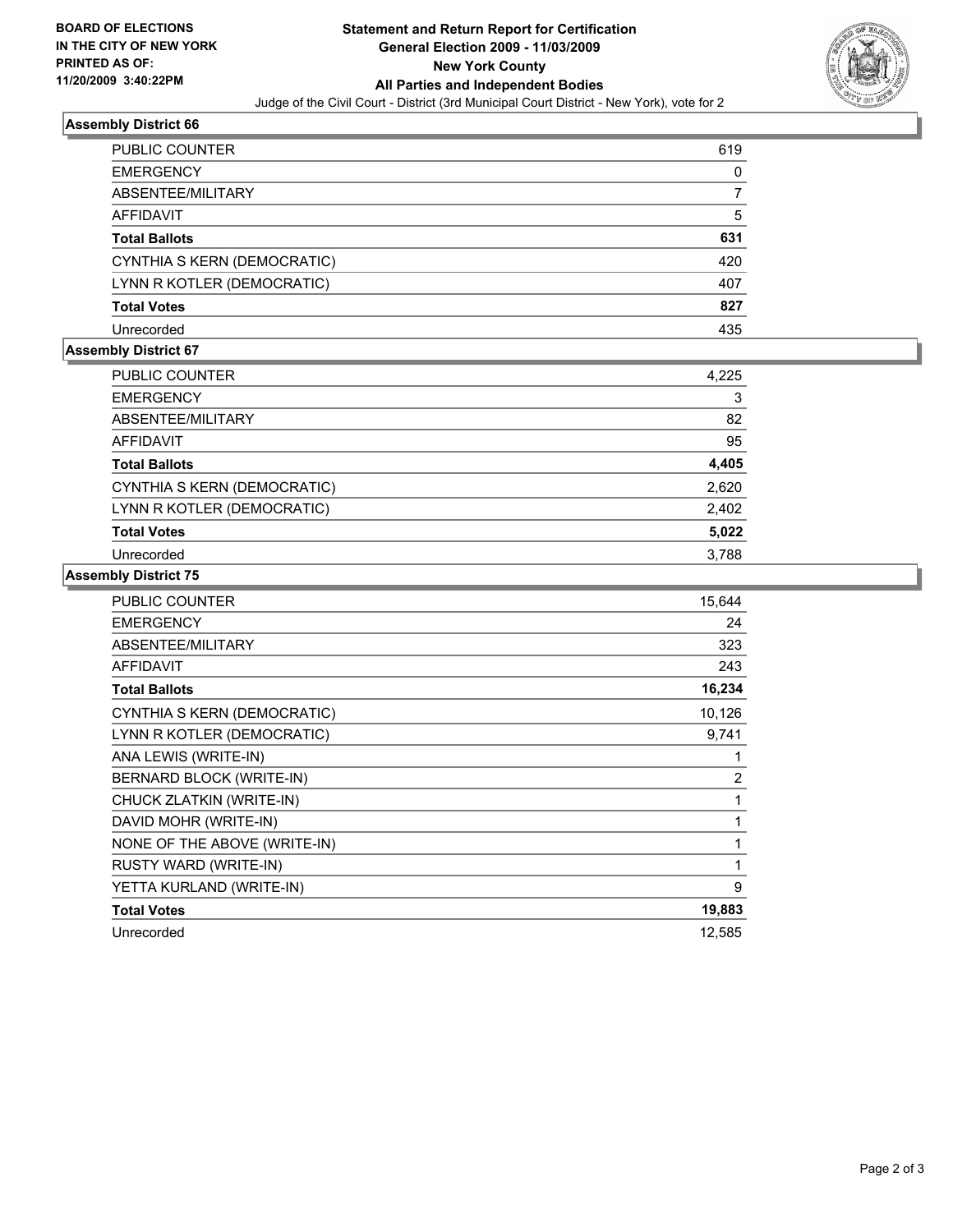**BOARD OF ELECTIONS IN THE CITY OF NEW YORK PRINTED AS OF: 11/20/2009 3:40:22PM**

# Statement and Return Report for Certification
## General Election 2009 - 11/03/2009
## New York County
## All Parties and Independent Bodies

Judge of the Civil Court - District (3rd Municipal Court District - New York), vote for 2

### Assembly District 66

| | |
|---|---|
| PUBLIC COUNTER | 619 |
| EMERGENCY | 0 |
| ABSENTEE/MILITARY | 7 |
| AFFIDAVIT | 5 |
| **Total Ballots** | **631** |
| CYNTHIA S KERN (DEMOCRATIC) | 420 |
| LYNN R KOTLER (DEMOCRATIC) | 407 |
| **Total Votes** | **827** |
| Unrecorded | 435 |

### Assembly District 67

| | |
|---|---|
| PUBLIC COUNTER | 4,225 |
| EMERGENCY | 3 |
| ABSENTEE/MILITARY | 82 |
| AFFIDAVIT | 95 |
| **Total Ballots** | **4,405** |
| CYNTHIA S KERN (DEMOCRATIC) | 2,620 |
| LYNN R KOTLER (DEMOCRATIC) | 2,402 |
| **Total Votes** | **5,022** |
| Unrecorded | 3,788 |

### Assembly District 75

| | |
|---|---|
| PUBLIC COUNTER | 15,644 |
| EMERGENCY | 24 |
| ABSENTEE/MILITARY | 323 |
| AFFIDAVIT | 243 |
| **Total Ballots** | **16,234** |
| CYNTHIA S KERN (DEMOCRATIC) | 10,126 |
| LYNN R KOTLER (DEMOCRATIC) | 9,741 |
| ANA LEWIS (WRITE-IN) | 1 |
| BERNARD BLOCK (WRITE-IN) | 2 |
| CHUCK ZLATKIN (WRITE-IN) | 1 |
| DAVID MOHR (WRITE-IN) | 1 |
| NONE OF THE ABOVE (WRITE-IN) | 1 |
| RUSTY WARD (WRITE-IN) | 1 |
| YETTA KURLAND (WRITE-IN) | 9 |
| **Total Votes** | **19,883** |
| Unrecorded | 12,585 |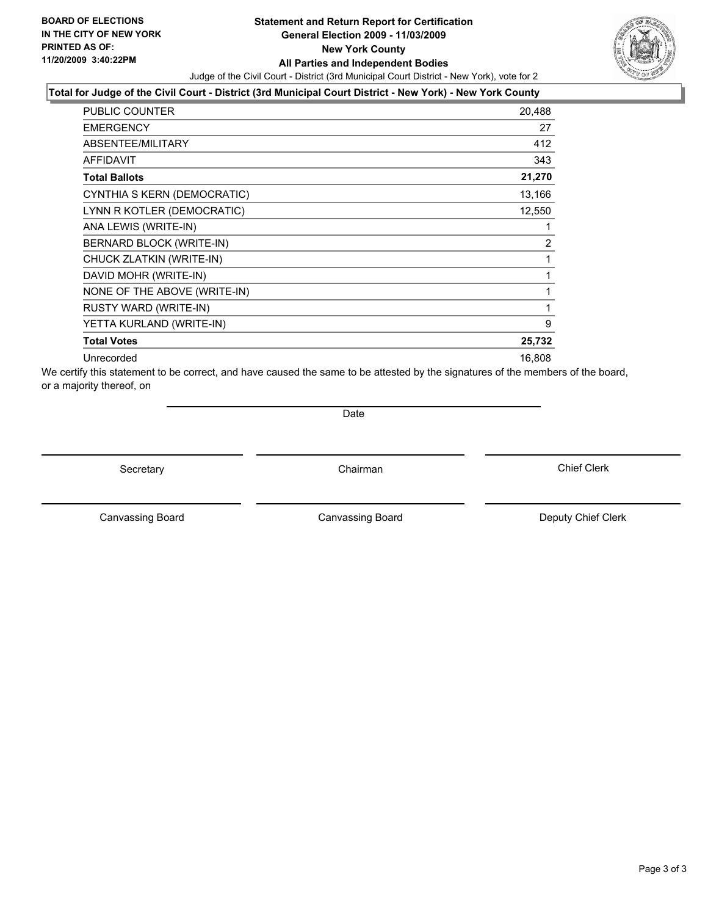**BOARD OF ELECTIONS IN THE CITY OF NEW YORK PRINTED AS OF: 11/20/2009 3:40:22PM**

# Statement and Return Report for Certification General Election 2009 - 11/03/2009 New York County All Parties and Independent Bodies

Judge of the Civil Court - District (3rd Municipal Court District - New York), vote for 2

**Total for Judge of the Civil Court - District (3rd Municipal Court District - New York) - New York County**

| | |
|---|---|
| PUBLIC COUNTER | 20,488 |
| EMERGENCY | 27 |
| ABSENTEE/MILITARY | 412 |
| AFFIDAVIT | 343 |
| **Total Ballots** | **21,270** |
| CYNTHIA S KERN (DEMOCRATIC) | 13,166 |
| LYNN R KOTLER (DEMOCRATIC) | 12,550 |
| ANA LEWIS (WRITE-IN) | 1 |
| BERNARD BLOCK (WRITE-IN) | 2 |
| CHUCK ZLATKIN (WRITE-IN) | 1 |
| DAVID MOHR (WRITE-IN) | 1 |
| NONE OF THE ABOVE (WRITE-IN) | 1 |
| RUSTY WARD (WRITE-IN) | 1 |
| YETTA KURLAND (WRITE-IN) | 9 |
| **Total Votes** | **25,732** |
| Unrecorded | 16,808 |

We certify this statement to be correct, and have caused the same to be attested by the signatures of the members of the board, or a majority thereof, on

Date

Secretary | Chairman | Chief Clerk

Canvassing Board | Canvassing Board | Deputy Chief Clerk